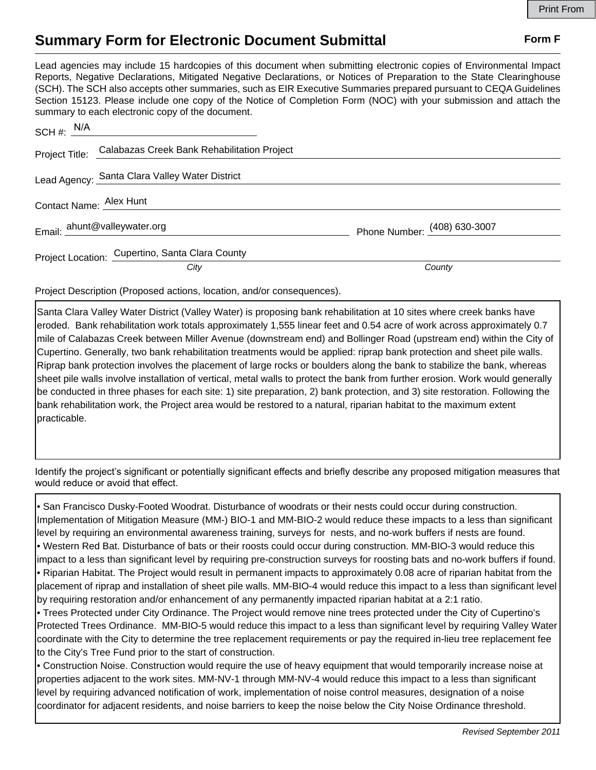# Summary Form for Electronic Document Submittal

**Form F**

Lead agencies may include 15 hardcopies of this document when submitting electronic copies of Environmental Impact Reports, Negative Declarations, Mitigated Negative Declarations, or Notices of Preparation to the State Clearinghouse (SCH). The SCH also accepts other summaries, such as EIR Executive Summaries prepared pursuant to CEQA Guidelines Section 15123. Please include one copy of the Notice of Completion Form (NOC) with your submission and attach the summary to each electronic copy of the document.

SCH #: N/A

Project Title: Calabazas Creek Bank Rehabilitation Project

Lead Agency: Santa Clara Valley Water District

Contact Name: Alex Hunt

Email: ahunt@valleywater.org

Phone Number: (408) 630-3007

Project Location: Cupertino, Santa Clara County

*City* *County*

Project Description (Proposed actions, location, and/or consequences).

Santa Clara Valley Water District (Valley Water) is proposing bank rehabilitation at 10 sites where creek banks have eroded. Bank rehabilitation work totals approximately 1,555 linear feet and 0.54 acre of work across approximately 0.7 mile of Calabazas Creek between Miller Avenue (downstream end) and Bollinger Road (upstream end) within the City of Cupertino. Generally, two bank rehabilitation treatments would be applied: riprap bank protection and sheet pile walls. Riprap bank protection involves the placement of large rocks or boulders along the bank to stabilize the bank, whereas sheet pile walls involve installation of vertical, metal walls to protect the bank from further erosion. Work would generally be conducted in three phases for each site: 1) site preparation, 2) bank protection, and 3) site restoration. Following the bank rehabilitation work, the Project area would be restored to a natural, riparian habitat to the maximum extent practicable.

Identify the project's significant or potentially significant effects and briefly describe any proposed mitigation measures that would reduce or avoid that effect.

- San Francisco Dusky-Footed Woodrat. Disturbance of woodrats or their nests could occur during construction. Implementation of Mitigation Measure (MM-) BIO-1 and MM-BIO-2 would reduce these impacts to a less than significant level by requiring an environmental awareness training, surveys for nests, and no-work buffers if nests are found.
- Western Red Bat. Disturbance of bats or their roosts could occur during construction. MM-BIO-3 would reduce this impact to a less than significant level by requiring pre-construction surveys for roosting bats and no-work buffers if found.
- Riparian Habitat. The Project would result in permanent impacts to approximately 0.08 acre of riparian habitat from the placement of riprap and installation of sheet pile walls. MM-BIO-4 would reduce this impact to a less than significant level by requiring restoration and/or enhancement of any permanently impacted riparian habitat at a 2:1 ratio.
- Trees Protected under City Ordinance. The Project would remove nine trees protected under the City of Cupertino's Protected Trees Ordinance. MM-BIO-5 would reduce this impact to a less than significant level by requiring Valley Water coordinate with the City to determine the tree replacement requirements or pay the required in-lieu tree replacement fee to the City's Tree Fund prior to the start of construction.
- Construction Noise. Construction would require the use of heavy equipment that would temporarily increase noise at properties adjacent to the work sites. MM-NV-1 through MM-NV-4 would reduce this impact to a less than significant level by requiring advanced notification of work, implementation of noise control measures, designation of a noise coordinator for adjacent residents, and noise barriers to keep the noise below the City Noise Ordinance threshold.

*Revised September 2011*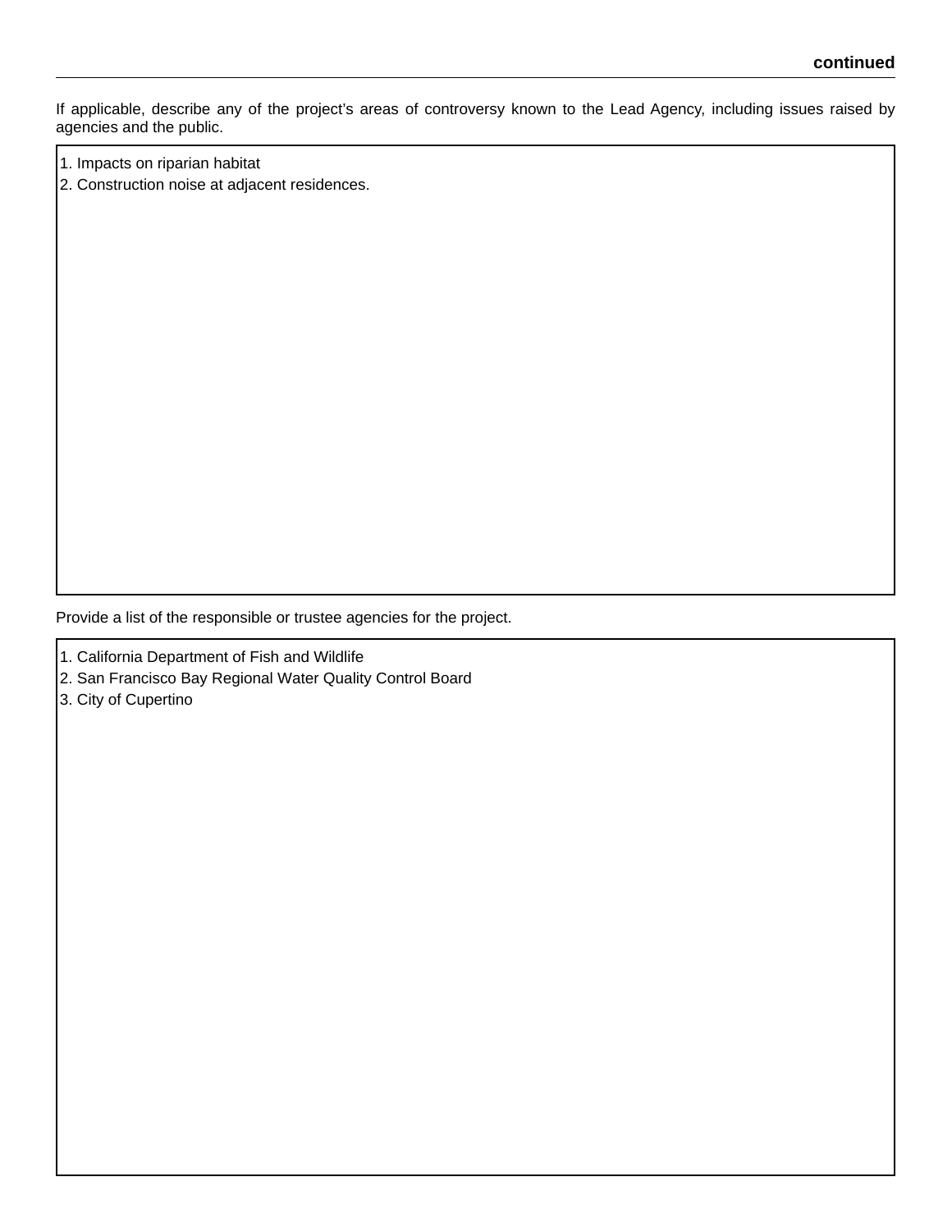**continued**

If applicable, describe any of the project's areas of controversy known to the Lead Agency, including issues raised by agencies and the public.

1. Impacts on riparian habitat
2. Construction noise at adjacent residences.

Provide a list of the responsible or trustee agencies for the project.

1. California Department of Fish and Wildlife
2. San Francisco Bay Regional Water Quality Control Board
3. City of Cupertino